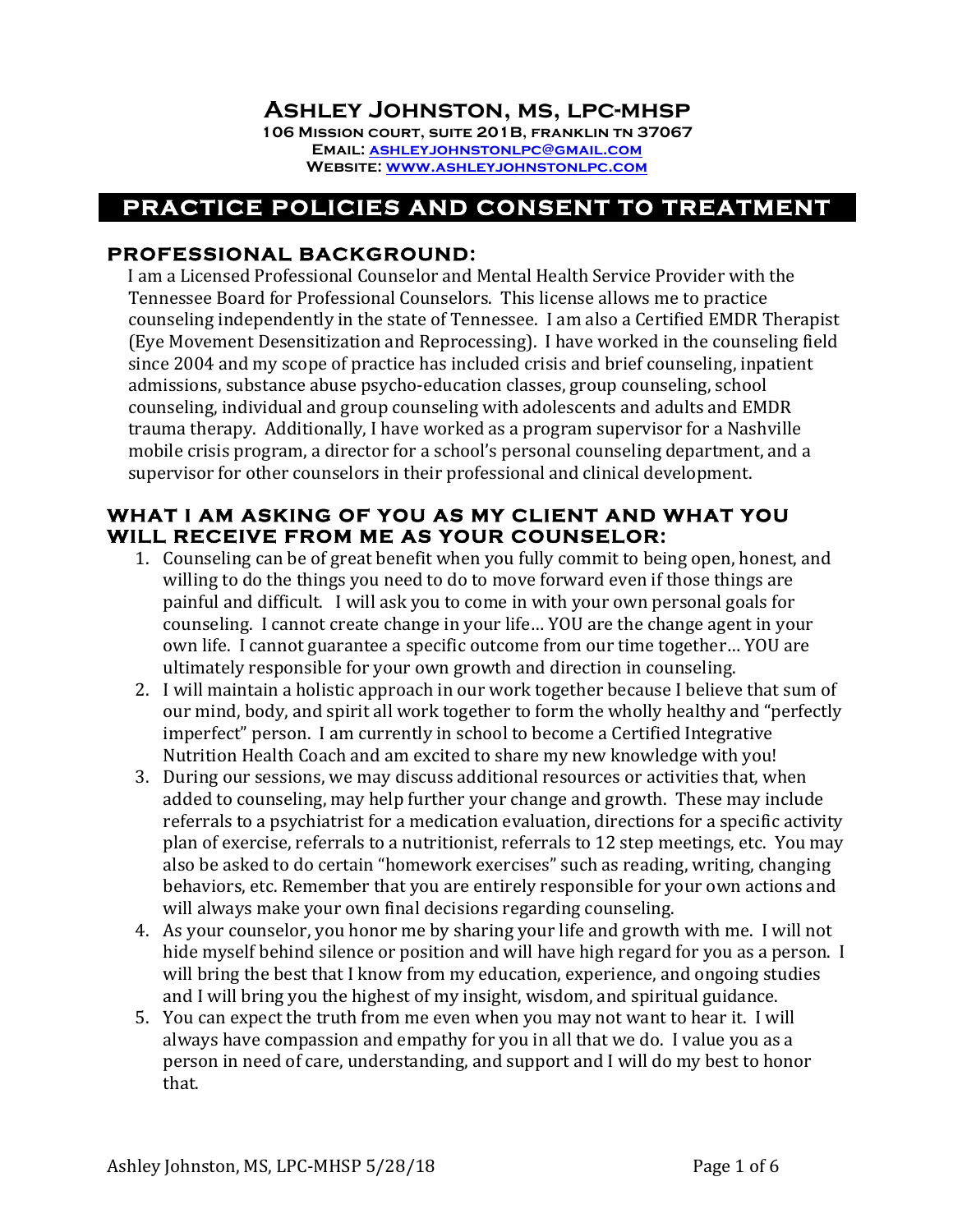# Ashley Johnston, MS, LPC-MHSP

106 Mission court, suite 201B, franklin tn 37067
Email: ashleyjohnstonlpc@gmail.com
Website: www.ashleyjohnstonlpc.com

## PRACTICE POLICIES AND CONSENT TO TREATMENT

### PROFESSIONAL BACKGROUND:

I am a Licensed Professional Counselor and Mental Health Service Provider with the Tennessee Board for Professional Counselors. This license allows me to practice counseling independently in the state of Tennessee. I am also a Certified EMDR Therapist (Eye Movement Desensitization and Reprocessing). I have worked in the counseling field since 2004 and my scope of practice has included crisis and brief counseling, inpatient admissions, substance abuse psycho-education classes, group counseling, school counseling, individual and group counseling with adolescents and adults and EMDR trauma therapy. Additionally, I have worked as a program supervisor for a Nashville mobile crisis program, a director for a school's personal counseling department, and a supervisor for other counselors in their professional and clinical development.

### WHAT I AM ASKING OF YOU AS MY CLIENT AND WHAT YOU WILL RECEIVE FROM ME AS YOUR COUNSELOR:

1. Counseling can be of great benefit when you fully commit to being open, honest, and willing to do the things you need to do to move forward even if those things are painful and difficult. I will ask you to come in with your own personal goals for counseling. I cannot create change in your life… YOU are the change agent in your own life. I cannot guarantee a specific outcome from our time together… YOU are ultimately responsible for your own growth and direction in counseling.
2. I will maintain a holistic approach in our work together because I believe that sum of our mind, body, and spirit all work together to form the wholly healthy and "perfectly imperfect" person. I am currently in school to become a Certified Integrative Nutrition Health Coach and am excited to share my new knowledge with you!
3. During our sessions, we may discuss additional resources or activities that, when added to counseling, may help further your change and growth. These may include referrals to a psychiatrist for a medication evaluation, directions for a specific activity plan of exercise, referrals to a nutritionist, referrals to 12 step meetings, etc. You may also be asked to do certain "homework exercises" such as reading, writing, changing behaviors, etc. Remember that you are entirely responsible for your own actions and will always make your own final decisions regarding counseling.
4. As your counselor, you honor me by sharing your life and growth with me. I will not hide myself behind silence or position and will have high regard for you as a person. I will bring the best that I know from my education, experience, and ongoing studies and I will bring you the highest of my insight, wisdom, and spiritual guidance.
5. You can expect the truth from me even when you may not want to hear it. I will always have compassion and empathy for you in all that we do. I value you as a person in need of care, understanding, and support and I will do my best to honor that.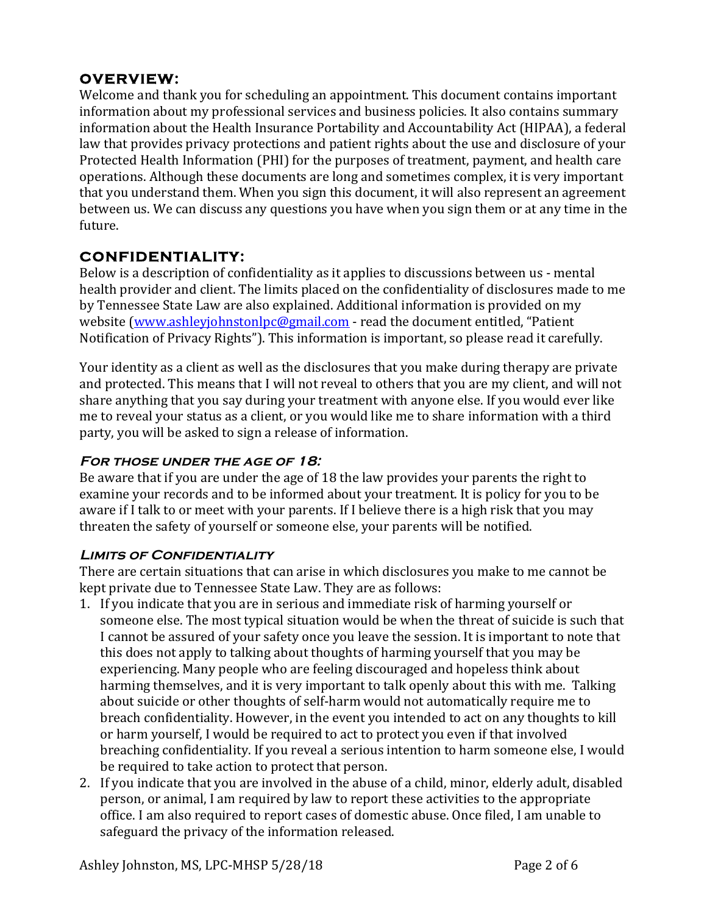## OVERVIEW:

Welcome and thank you for scheduling an appointment. This document contains important information about my professional services and business policies. It also contains summary information about the Health Insurance Portability and Accountability Act (HIPAA), a federal law that provides privacy protections and patient rights about the use and disclosure of your Protected Health Information (PHI) for the purposes of treatment, payment, and health care operations. Although these documents are long and sometimes complex, it is very important that you understand them. When you sign this document, it will also represent an agreement between us. We can discuss any questions you have when you sign them or at any time in the future.

## CONFIDENTIALITY:

Below is a description of confidentiality as it applies to discussions between us - mental health provider and client. The limits placed on the confidentiality of disclosures made to me by Tennessee State Law are also explained. Additional information is provided on my website (www.ashleyjohnstonlpc@gmail.com - read the document entitled, "Patient Notification of Privacy Rights"). This information is important, so please read it carefully.

Your identity as a client as well as the disclosures that you make during therapy are private and protected. This means that I will not reveal to others that you are my client, and will not share anything that you say during your treatment with anyone else. If you would ever like me to reveal your status as a client, or you would like me to share information with a third party, you will be asked to sign a release of information.

### *For those under the age of 18:*

Be aware that if you are under the age of 18 the law provides your parents the right to examine your records and to be informed about your treatment. It is policy for you to be aware if I talk to or meet with your parents. If I believe there is a high risk that you may threaten the safety of yourself or someone else, your parents will be notified.

### *Limits of Confidentiality*

There are certain situations that can arise in which disclosures you make to me cannot be kept private due to Tennessee State Law. They are as follows:

1. If you indicate that you are in serious and immediate risk of harming yourself or someone else. The most typical situation would be when the threat of suicide is such that I cannot be assured of your safety once you leave the session. It is important to note that this does not apply to talking about thoughts of harming yourself that you may be experiencing. Many people who are feeling discouraged and hopeless think about harming themselves, and it is very important to talk openly about this with me. Talking about suicide or other thoughts of self-harm would not automatically require me to breach confidentiality. However, in the event you intended to act on any thoughts to kill or harm yourself, I would be required to act to protect you even if that involved breaching confidentiality. If you reveal a serious intention to harm someone else, I would be required to take action to protect that person.
2. If you indicate that you are involved in the abuse of a child, minor, elderly adult, disabled person, or animal, I am required by law to report these activities to the appropriate office. I am also required to report cases of domestic abuse. Once filed, I am unable to safeguard the privacy of the information released.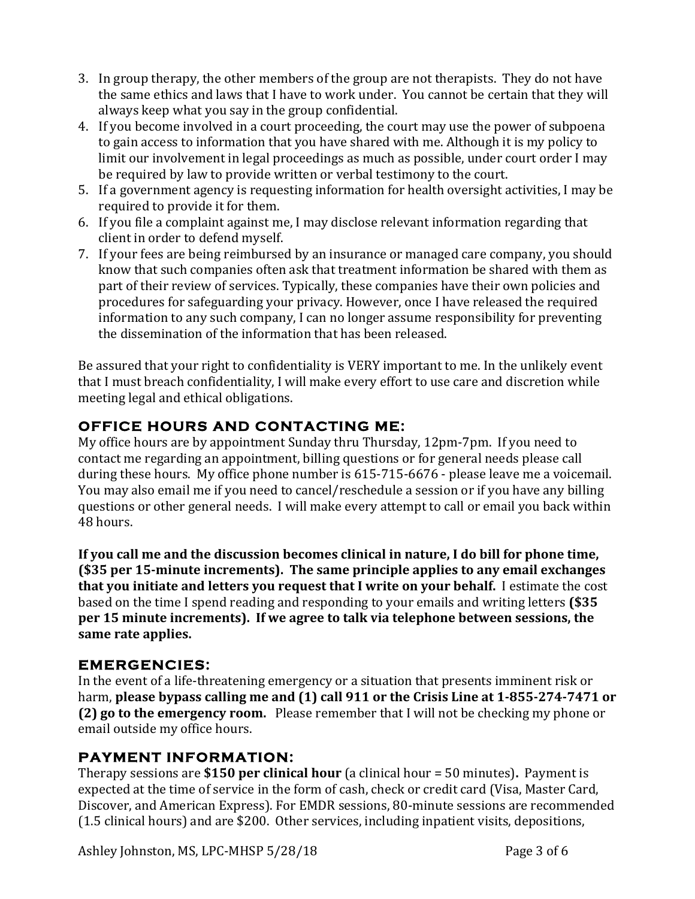3. In group therapy, the other members of the group are not therapists. They do not have the same ethics and laws that I have to work under. You cannot be certain that they will always keep what you say in the group confidential.
4. If you become involved in a court proceeding, the court may use the power of subpoena to gain access to information that you have shared with me. Although it is my policy to limit our involvement in legal proceedings as much as possible, under court order I may be required by law to provide written or verbal testimony to the court.
5. If a government agency is requesting information for health oversight activities, I may be required to provide it for them.
6. If you file a complaint against me, I may disclose relevant information regarding that client in order to defend myself.
7. If your fees are being reimbursed by an insurance or managed care company, you should know that such companies often ask that treatment information be shared with them as part of their review of services. Typically, these companies have their own policies and procedures for safeguarding your privacy. However, once I have released the required information to any such company, I can no longer assume responsibility for preventing the dissemination of the information that has been released.

Be assured that your right to confidentiality is VERY important to me. In the unlikely event that I must breach confidentiality, I will make every effort to use care and discretion while meeting legal and ethical obligations.

## OFFICE HOURS AND CONTACTING ME:

My office hours are by appointment Sunday thru Thursday, 12pm-7pm. If you need to contact me regarding an appointment, billing questions or for general needs please call during these hours. My office phone number is 615-715-6676 - please leave me a voicemail. You may also email me if you need to cancel/reschedule a session or if you have any billing questions or other general needs. I will make every attempt to call or email you back within 48 hours.

**If you call me and the discussion becomes clinical in nature, I do bill for phone time, ($35 per 15-minute increments). The same principle applies to any email exchanges that you initiate and letters you request that I write on your behalf.** I estimate the cost based on the time I spend reading and responding to your emails and writing letters **($35 per 15 minute increments). If we agree to talk via telephone between sessions, the same rate applies.**

## EMERGENCIES:

In the event of a life-threatening emergency or a situation that presents imminent risk or harm, **please bypass calling me and (1) call 911 or the Crisis Line at 1-855-274-7471 or (2) go to the emergency room.** Please remember that I will not be checking my phone or email outside my office hours.

## PAYMENT INFORMATION:

Therapy sessions are **$150 per clinical hour** (a clinical hour = 50 minutes)**.** Payment is expected at the time of service in the form of cash, check or credit card (Visa, Master Card, Discover, and American Express). For EMDR sessions, 80-minute sessions are recommended (1.5 clinical hours) and are $200. Other services, including inpatient visits, depositions,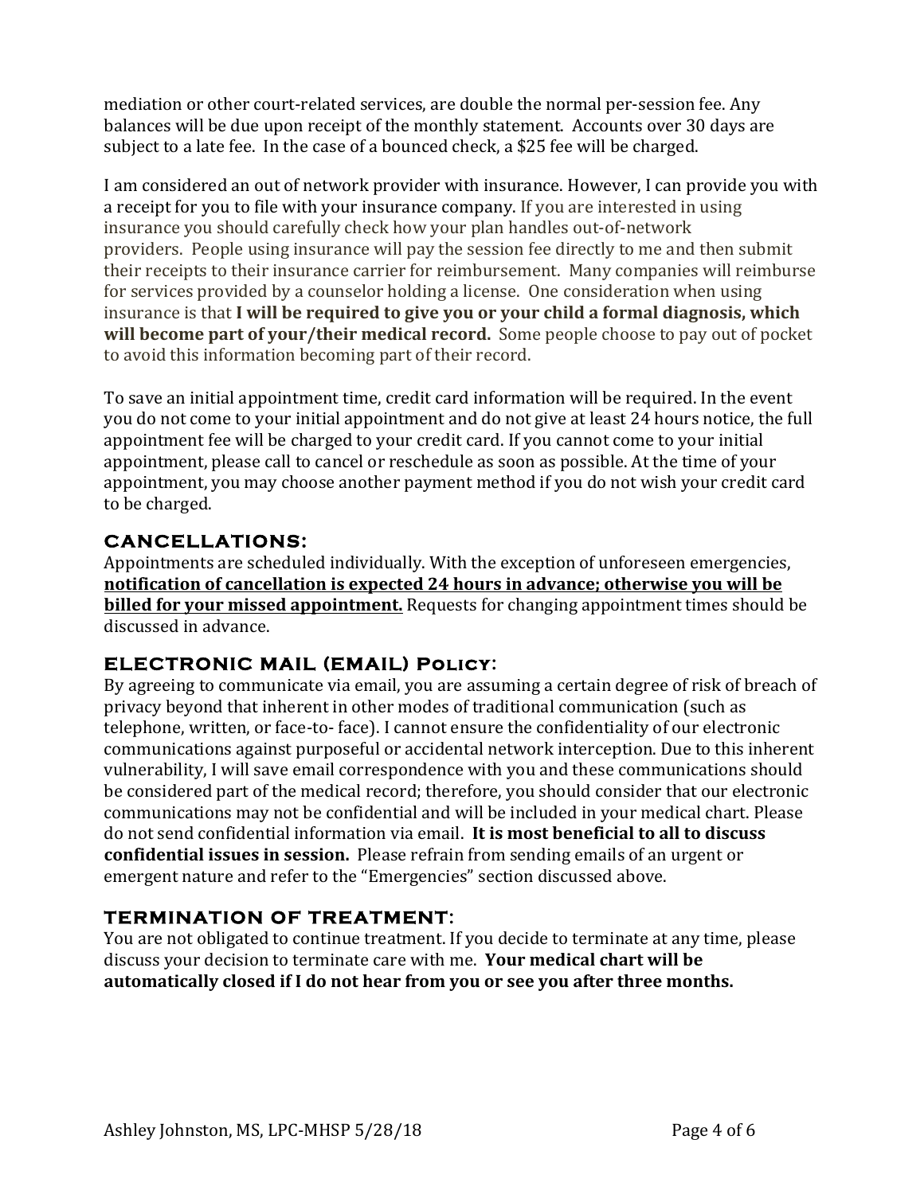mediation or other court-related services, are double the normal per-session fee. Any balances will be due upon receipt of the monthly statement. Accounts over 30 days are subject to a late fee. In the case of a bounced check, a $25 fee will be charged.

I am considered an out of network provider with insurance. However, I can provide you with a receipt for you to file with your insurance company. If you are interested in using insurance you should carefully check how your plan handles out-of-network providers. People using insurance will pay the session fee directly to me and then submit their receipts to their insurance carrier for reimbursement. Many companies will reimburse for services provided by a counselor holding a license. One consideration when using insurance is that **I will be required to give you or your child a formal diagnosis, which will become part of your/their medical record.** Some people choose to pay out of pocket to avoid this information becoming part of their record.

To save an initial appointment time, credit card information will be required. In the event you do not come to your initial appointment and do not give at least 24 hours notice, the full appointment fee will be charged to your credit card. If you cannot come to your initial appointment, please call to cancel or reschedule as soon as possible. At the time of your appointment, you may choose another payment method if you do not wish your credit card to be charged.

## CANCELLATIONS:

Appointments are scheduled individually. With the exception of unforeseen emergencies, **notification of cancellation is expected 24 hours in advance; otherwise you will be billed for your missed appointment.** Requests for changing appointment times should be discussed in advance.

## ELECTRONIC MAIL (EMAIL) Policy:

By agreeing to communicate via email, you are assuming a certain degree of risk of breach of privacy beyond that inherent in other modes of traditional communication (such as telephone, written, or face-to- face). I cannot ensure the confidentiality of our electronic communications against purposeful or accidental network interception. Due to this inherent vulnerability, I will save email correspondence with you and these communications should be considered part of the medical record; therefore, you should consider that our electronic communications may not be confidential and will be included in your medical chart. Please do not send confidential information via email. **It is most beneficial to all to discuss confidential issues in session.** Please refrain from sending emails of an urgent or emergent nature and refer to the "Emergencies" section discussed above.

## TERMINATION OF TREATMENT:

You are not obligated to continue treatment. If you decide to terminate at any time, please discuss your decision to terminate care with me. **Your medical chart will be automatically closed if I do not hear from you or see you after three months.**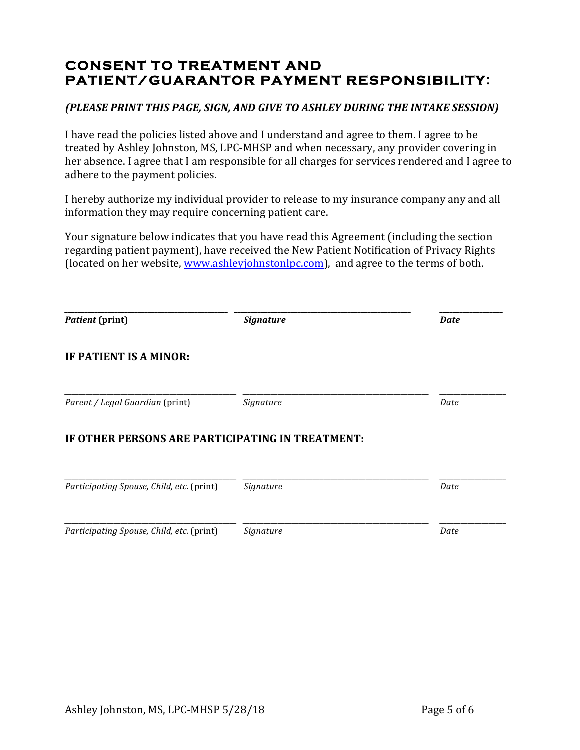# CONSENT TO TREATMENT AND PATIENT/GUARANTOR PAYMENT RESPONSIBILITY:

***(PLEASE PRINT THIS PAGE, SIGN, AND GIVE TO ASHLEY DURING THE INTAKE SESSION)***

I have read the policies listed above and I understand and agree to them. I agree to be treated by Ashley Johnston, MS, LPC-MHSP and when necessary, any provider covering in her absence. I agree that I am responsible for all charges for services rendered and I agree to adhere to the payment policies.

I hereby authorize my individual provider to release to my insurance company any and all information they may require concerning patient care.

Your signature below indicates that you have read this Agreement (including the section regarding patient payment), have received the New Patient Notification of Privacy Rights (located on her website, www.ashleyjohnstonlpc.com), and agree to the terms of both.

| ______________________________ | ______________________________ | ____________ |
|---|---|---|
| ***Patient* (print)** | ***Signature*** | ***Date*** |

**IF PATIENT IS A MINOR:**

| ______________________________ | ______________________________ | ____________ |
|---|---|---|
| *Parent / Legal Guardian* (print) | *Signature* | *Date* |

**IF OTHER PERSONS ARE PARTICIPATING IN TREATMENT:**

| ______________________________ | ______________________________ | ____________ |
|---|---|---|
| *Participating Spouse, Child, etc.* (print) | *Signature* | *Date* |
| ______________________________ | ______________________________ | ____________ |
| *Participating Spouse, Child, etc.* (print) | *Signature* | *Date* |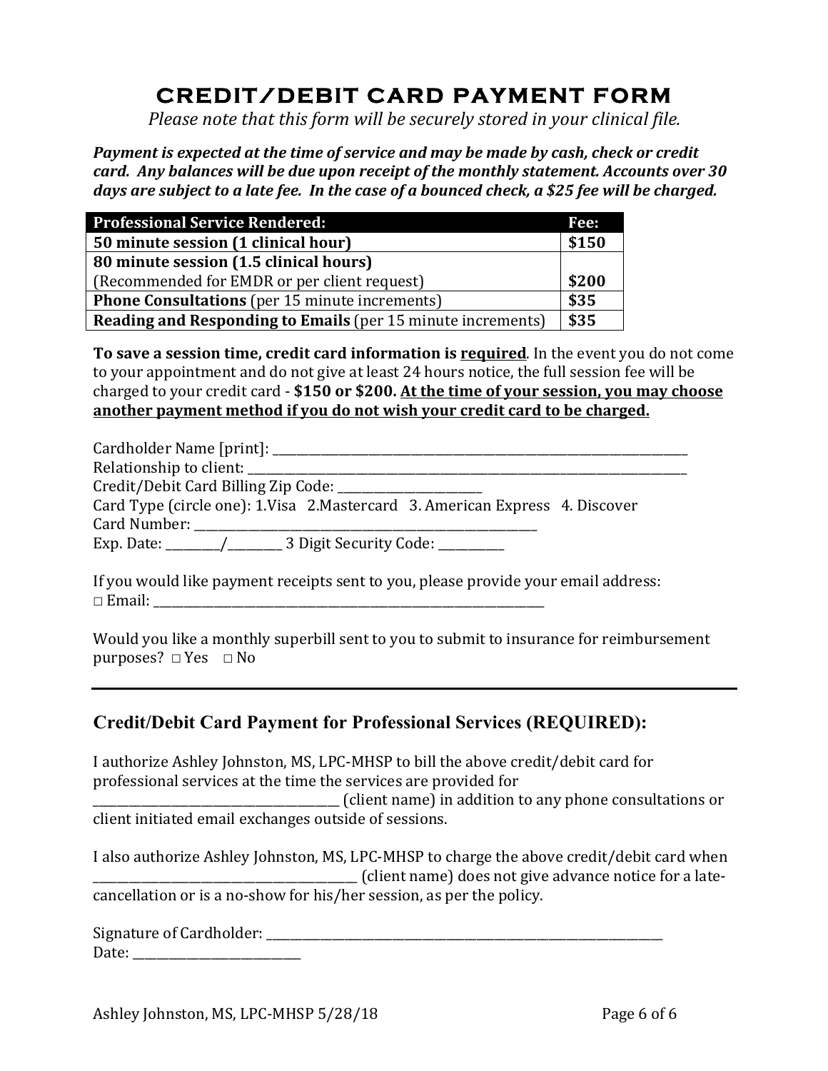# CREDIT/DEBIT CARD PAYMENT FORM

*Please note that this form will be securely stored in your clinical file.*

***Payment is expected at the time of service and may be made by cash, check or credit card. Any balances will be due upon receipt of the monthly statement. Accounts over 30 days are subject to a late fee. In the case of a bounced check, a $25 fee will be charged.***

| Professional Service Rendered: | Fee: |
|---|---|
| **50 minute session (1 clinical hour)** | **$150** |
| **80 minute session (1.5 clinical hours)** (Recommended for EMDR or per client request) | **$200** |
| **Phone Consultations** (per 15 minute increments) | **$35** |
| **Reading and Responding to Emails** (per 15 minute increments) | **$35** |

**To save a session time, credit card information is <u>required</u>**. In the event you do not come to your appointment and do not give at least 24 hours notice, the full session fee will be charged to your credit card - **$150 or $200. <u>At the time of your session, you may choose another payment method if you do not wish your credit card to be charged.</u>**

Cardholder Name [print]: ______________________________________________
Relationship to client: ______________________________________________
Credit/Debit Card Billing Zip Code: _______________
Card Type (circle one): 1.Visa 2.Mastercard 3. American Express 4. Discover
Card Number: ___________________________________
Exp. Date: ______/______ 3 Digit Security Code: _______

If you would like payment receipts sent to you, please provide your email address:
□ Email: ________________________________________

Would you like a monthly superbill sent to you to submit to insurance for reimbursement purposes? □ Yes □ No

---

## Credit/Debit Card Payment for Professional Services (REQUIRED):

I authorize Ashley Johnston, MS, LPC-MHSP to bill the above credit/debit card for professional services at the time the services are provided for _________________________ (client name) in addition to any phone consultations or client initiated email exchanges outside of sessions.

I also authorize Ashley Johnston, MS, LPC-MHSP to charge the above credit/debit card when _________________________ (client name) does not give advance notice for a late-cancellation or is a no-show for his/her session, as per the policy.

Signature of Cardholder: ________________________________________
Date: _________________